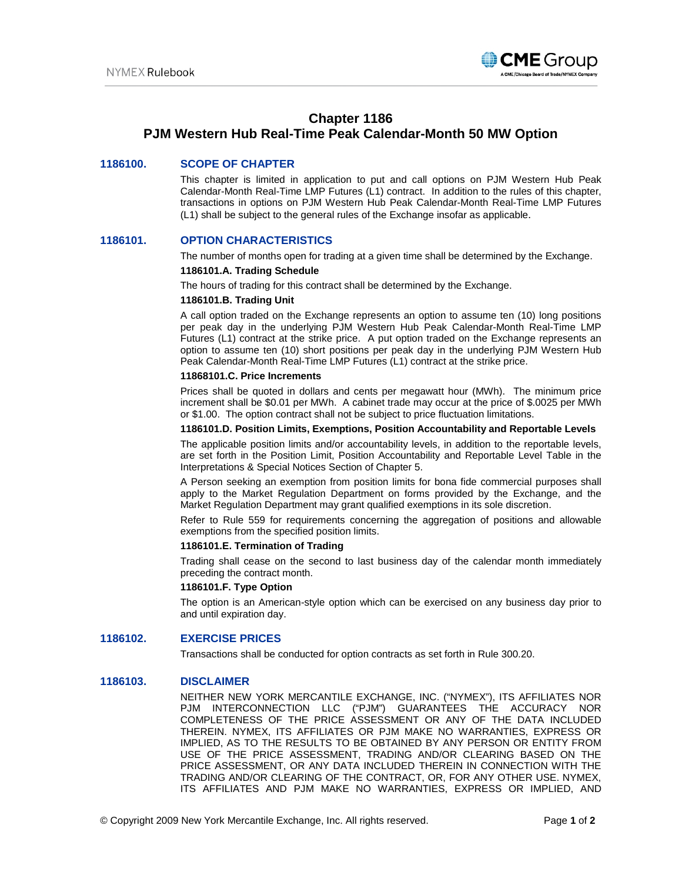# Chapter 1186
# PJM Western Hub Real-Time Peak Calendar-Month 50 MW Option

## 1186100. SCOPE OF CHAPTER

This chapter is limited in application to put and call options on PJM Western Hub Peak Calendar-Month Real-Time LMP Futures (L1) contract. In addition to the rules of this chapter, transactions in options on PJM Western Hub Peak Calendar-Month Real-Time LMP Futures (L1) shall be subject to the general rules of the Exchange insofar as applicable.

## 1186101. OPTION CHARACTERISTICS

The number of months open for trading at a given time shall be determined by the Exchange.

**1186101.A. Trading Schedule**

The hours of trading for this contract shall be determined by the Exchange.

**1186101.B. Trading Unit**

A call option traded on the Exchange represents an option to assume ten (10) long positions per peak day in the underlying PJM Western Hub Peak Calendar-Month Real-Time LMP Futures (L1) contract at the strike price. A put option traded on the Exchange represents an option to assume ten (10) short positions per peak day in the underlying PJM Western Hub Peak Calendar-Month Real-Time LMP Futures (L1) contract at the strike price.

**11868101.C. Price Increments**

Prices shall be quoted in dollars and cents per megawatt hour (MWh). The minimum price increment shall be $0.01 per MWh. A cabinet trade may occur at the price of $.0025 per MWh or $1.00. The option contract shall not be subject to price fluctuation limitations.

**1186101.D. Position Limits, Exemptions, Position Accountability and Reportable Levels**

The applicable position limits and/or accountability levels, in addition to the reportable levels, are set forth in the Position Limit, Position Accountability and Reportable Level Table in the Interpretations & Special Notices Section of Chapter 5.

A Person seeking an exemption from position limits for bona fide commercial purposes shall apply to the Market Regulation Department on forms provided by the Exchange, and the Market Regulation Department may grant qualified exemptions in its sole discretion.

Refer to Rule 559 for requirements concerning the aggregation of positions and allowable exemptions from the specified position limits.

**1186101.E. Termination of Trading**

Trading shall cease on the second to last business day of the calendar month immediately preceding the contract month.

**1186101.F. Type Option**

The option is an American-style option which can be exercised on any business day prior to and until expiration day.

## 1186102. EXERCISE PRICES

Transactions shall be conducted for option contracts as set forth in Rule 300.20.

## 1186103. DISCLAIMER

NEITHER NEW YORK MERCANTILE EXCHANGE, INC. ("NYMEX"), ITS AFFILIATES NOR PJM INTERCONNECTION LLC ("PJM") GUARANTEES THE ACCURACY NOR COMPLETENESS OF THE PRICE ASSESSMENT OR ANY OF THE DATA INCLUDED THEREIN. NYMEX, ITS AFFILIATES OR PJM MAKE NO WARRANTIES, EXPRESS OR IMPLIED, AS TO THE RESULTS TO BE OBTAINED BY ANY PERSON OR ENTITY FROM USE OF THE PRICE ASSESSMENT, TRADING AND/OR CLEARING BASED ON THE PRICE ASSESSMENT, OR ANY DATA INCLUDED THEREIN IN CONNECTION WITH THE TRADING AND/OR CLEARING OF THE CONTRACT, OR, FOR ANY OTHER USE. NYMEX, ITS AFFILIATES AND PJM MAKE NO WARRANTIES, EXPRESS OR IMPLIED, AND

© Copyright 2009 New York Mercantile Exchange, Inc. All rights reserved.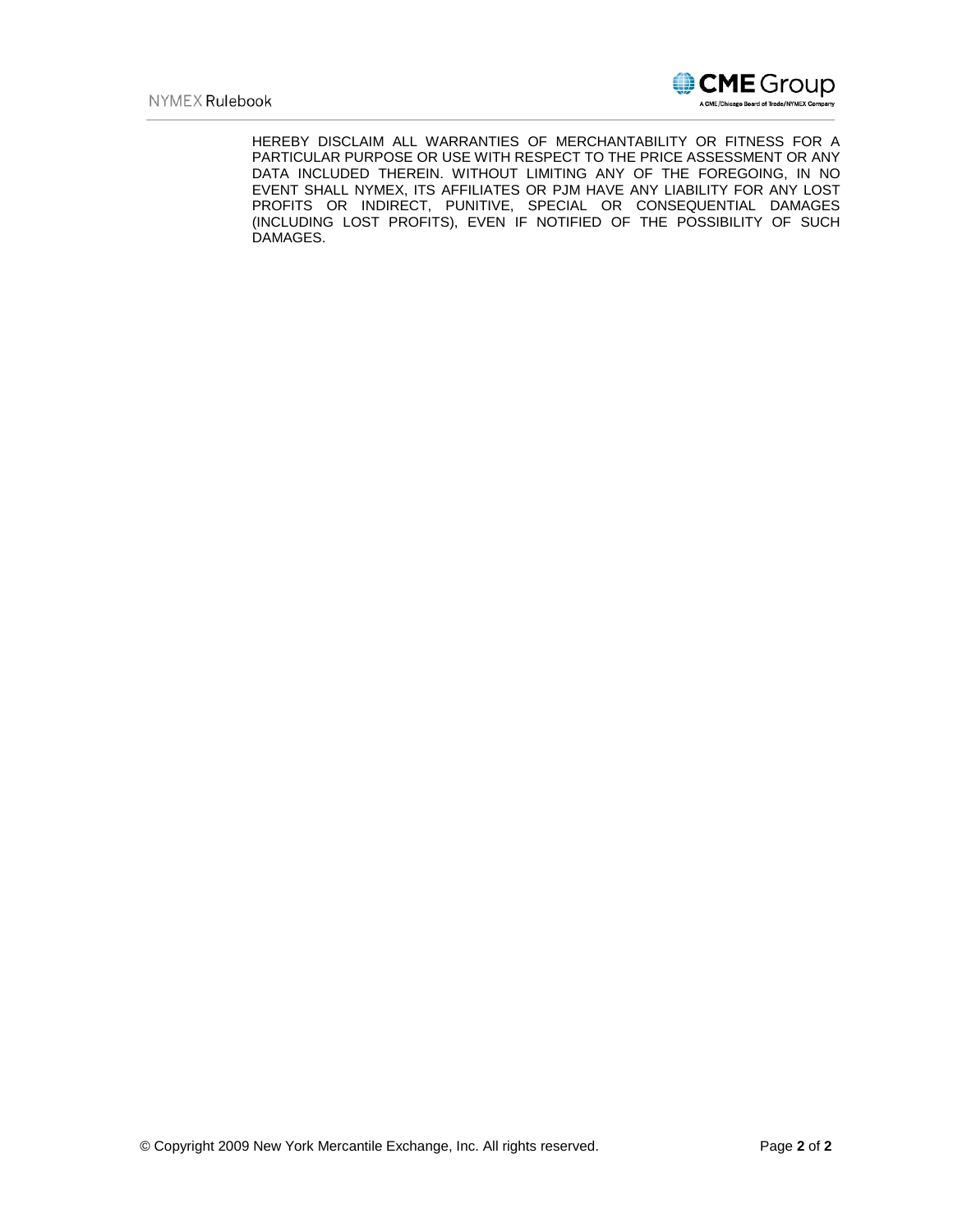HEREBY DISCLAIM ALL WARRANTIES OF MERCHANTABILITY OR FITNESS FOR A PARTICULAR PURPOSE OR USE WITH RESPECT TO THE PRICE ASSESSMENT OR ANY DATA INCLUDED THEREIN. WITHOUT LIMITING ANY OF THE FOREGOING, IN NO EVENT SHALL NYMEX, ITS AFFILIATES OR PJM HAVE ANY LIABILITY FOR ANY LOST PROFITS OR INDIRECT, PUNITIVE, SPECIAL OR CONSEQUENTIAL DAMAGES (INCLUDING LOST PROFITS), EVEN IF NOTIFIED OF THE POSSIBILITY OF SUCH DAMAGES.